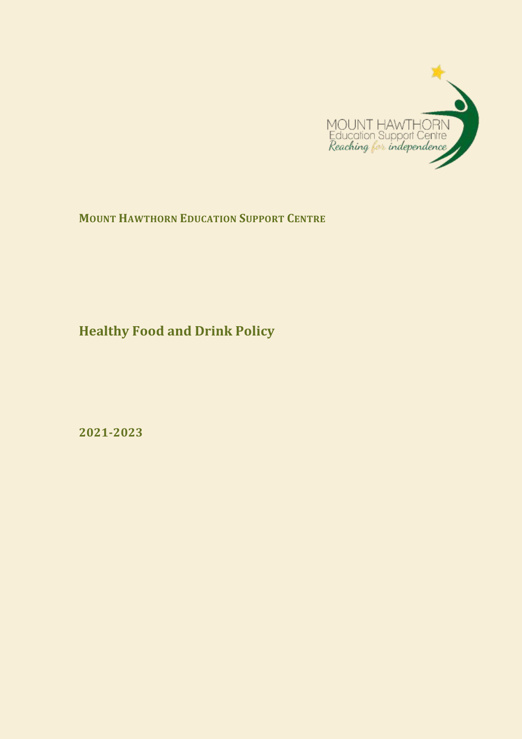**MOUNT HAWTHORN EDUCATION SUPPORT CENTRE**

# Healthy Food and Drink Policy

**2021-2023**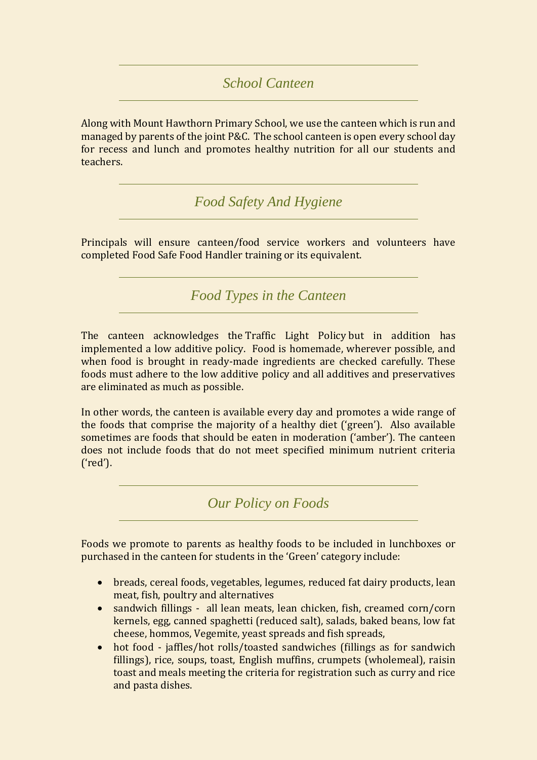## *School Canteen*

Along with Mount Hawthorn Primary School, we use the canteen which is run and managed by parents of the joint P&C. The school canteen is open every school day for recess and lunch and promotes healthy nutrition for all our students and teachers.

## *Food Safety And Hygiene*

Principals will ensure canteen/food service workers and volunteers have completed Food Safe Food Handler training or its equivalent.

## *Food Types in the Canteen*

The canteen acknowledges the Traffic Light Policy but in addition has implemented a low additive policy. Food is homemade, wherever possible, and when food is brought in ready-made ingredients are checked carefully. These foods must adhere to the low additive policy and all additives and preservatives are eliminated as much as possible.

In other words, the canteen is available every day and promotes a wide range of the foods that comprise the majority of a healthy diet ('green'). Also available sometimes are foods that should be eaten in moderation ('amber'). The canteen does not include foods that do not meet specified minimum nutrient criteria ('red').

## *Our Policy on Foods*

Foods we promote to parents as healthy foods to be included in lunchboxes or purchased in the canteen for students in the 'Green' category include:

- breads, cereal foods, vegetables, legumes, reduced fat dairy products, lean meat, fish, poultry and alternatives
- sandwich fillings - all lean meats, lean chicken, fish, creamed corn/corn kernels, egg, canned spaghetti (reduced salt), salads, baked beans, low fat cheese, hommos, Vegemite, yeast spreads and fish spreads,
- hot food - jaffles/hot rolls/toasted sandwiches (fillings as for sandwich fillings), rice, soups, toast, English muffins, crumpets (wholemeal), raisin toast and meals meeting the criteria for registration such as curry and rice and pasta dishes.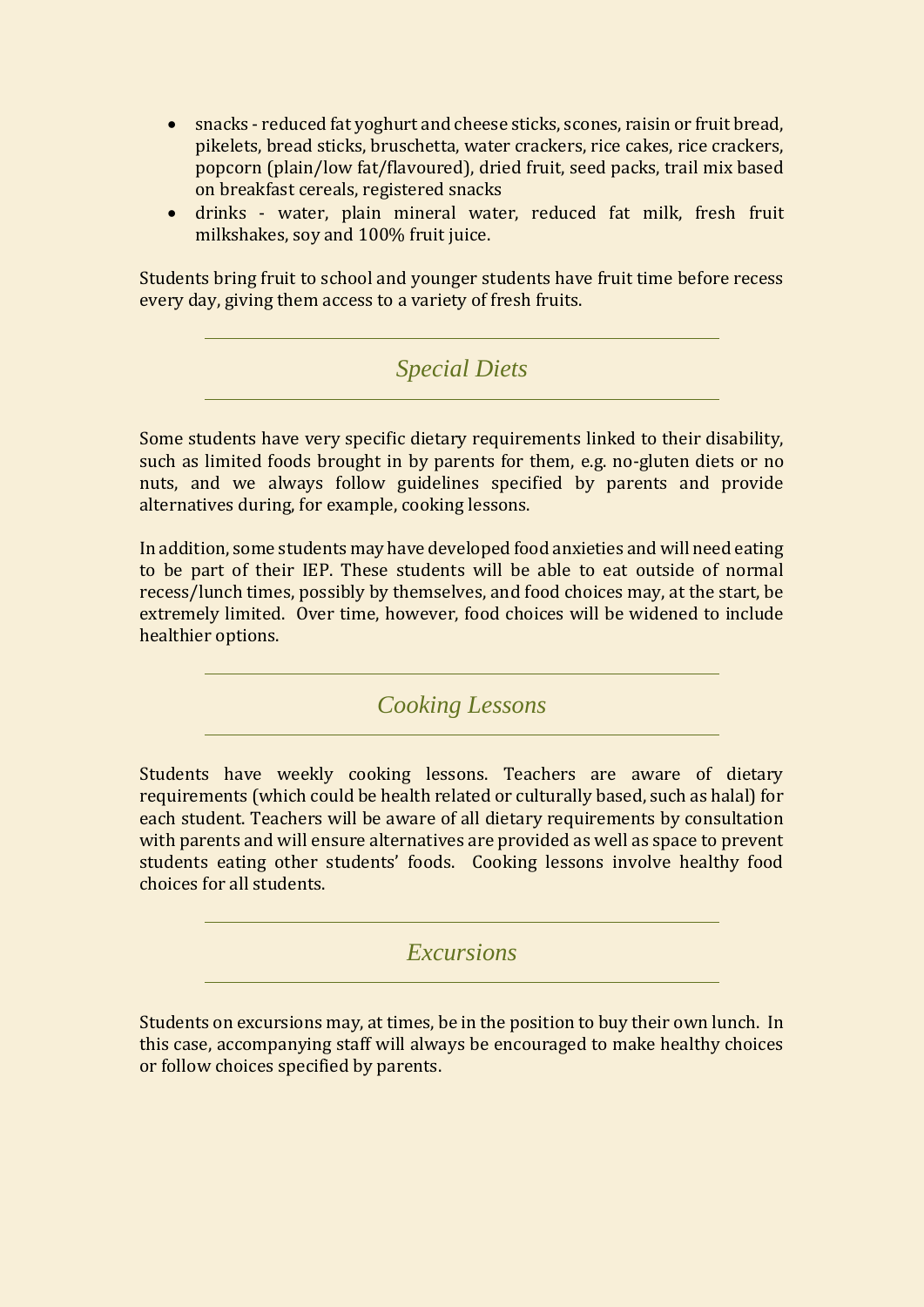- snacks - reduced fat yoghurt and cheese sticks, scones, raisin or fruit bread, pikelets, bread sticks, bruschetta, water crackers, rice cakes, rice crackers, popcorn (plain/low fat/flavoured), dried fruit, seed packs, trail mix based on breakfast cereals, registered snacks
- drinks - water, plain mineral water, reduced fat milk, fresh fruit milkshakes, soy and 100% fruit juice.

Students bring fruit to school and younger students have fruit time before recess every day, giving them access to a variety of fresh fruits.

## *Special Diets*

Some students have very specific dietary requirements linked to their disability, such as limited foods brought in by parents for them, e.g. no-gluten diets or no nuts, and we always follow guidelines specified by parents and provide alternatives during, for example, cooking lessons.

In addition, some students may have developed food anxieties and will need eating to be part of their IEP. These students will be able to eat outside of normal recess/lunch times, possibly by themselves, and food choices may, at the start, be extremely limited. Over time, however, food choices will be widened to include healthier options.

## *Cooking Lessons*

Students have weekly cooking lessons. Teachers are aware of dietary requirements (which could be health related or culturally based, such as halal) for each student. Teachers will be aware of all dietary requirements by consultation with parents and will ensure alternatives are provided as well as space to prevent students eating other students' foods. Cooking lessons involve healthy food choices for all students.

## *Excursions*

Students on excursions may, at times, be in the position to buy their own lunch. In this case, accompanying staff will always be encouraged to make healthy choices or follow choices specified by parents.